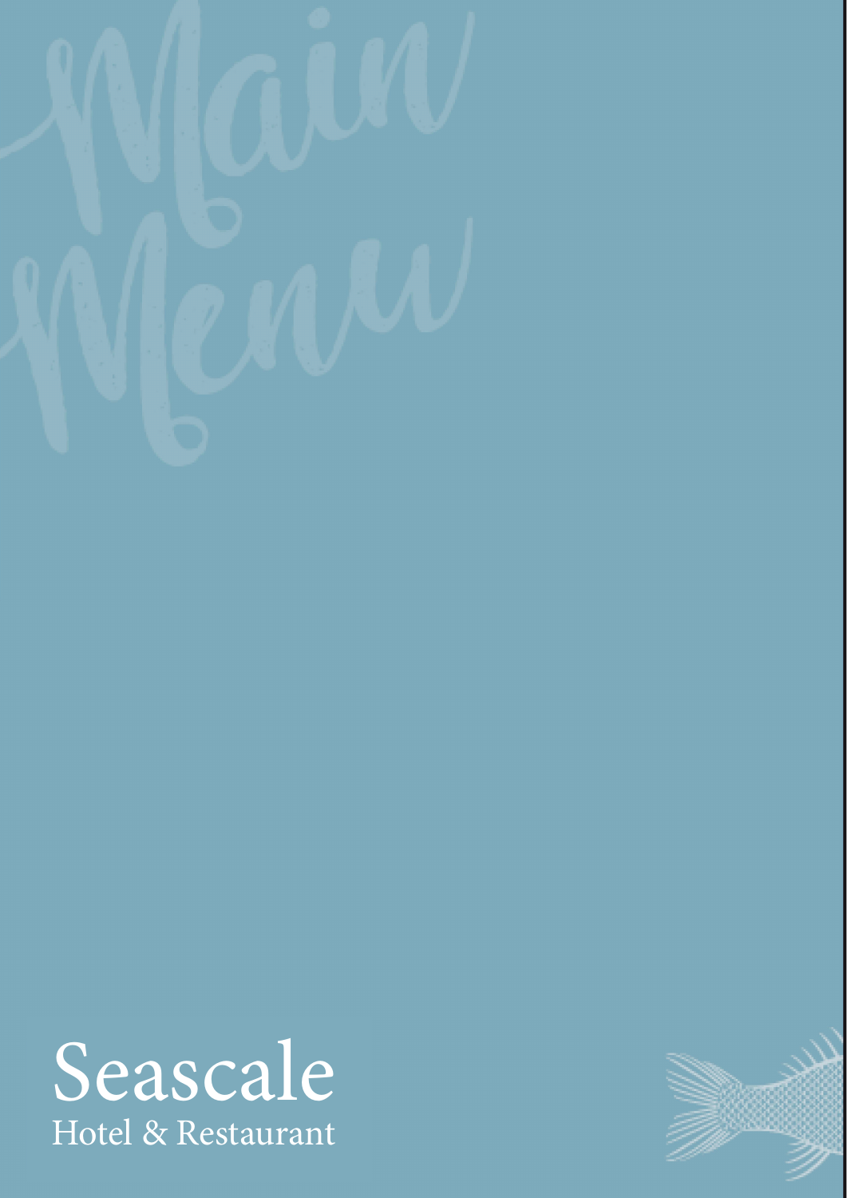# Main Menu

Seascale

Hotel & Restaurant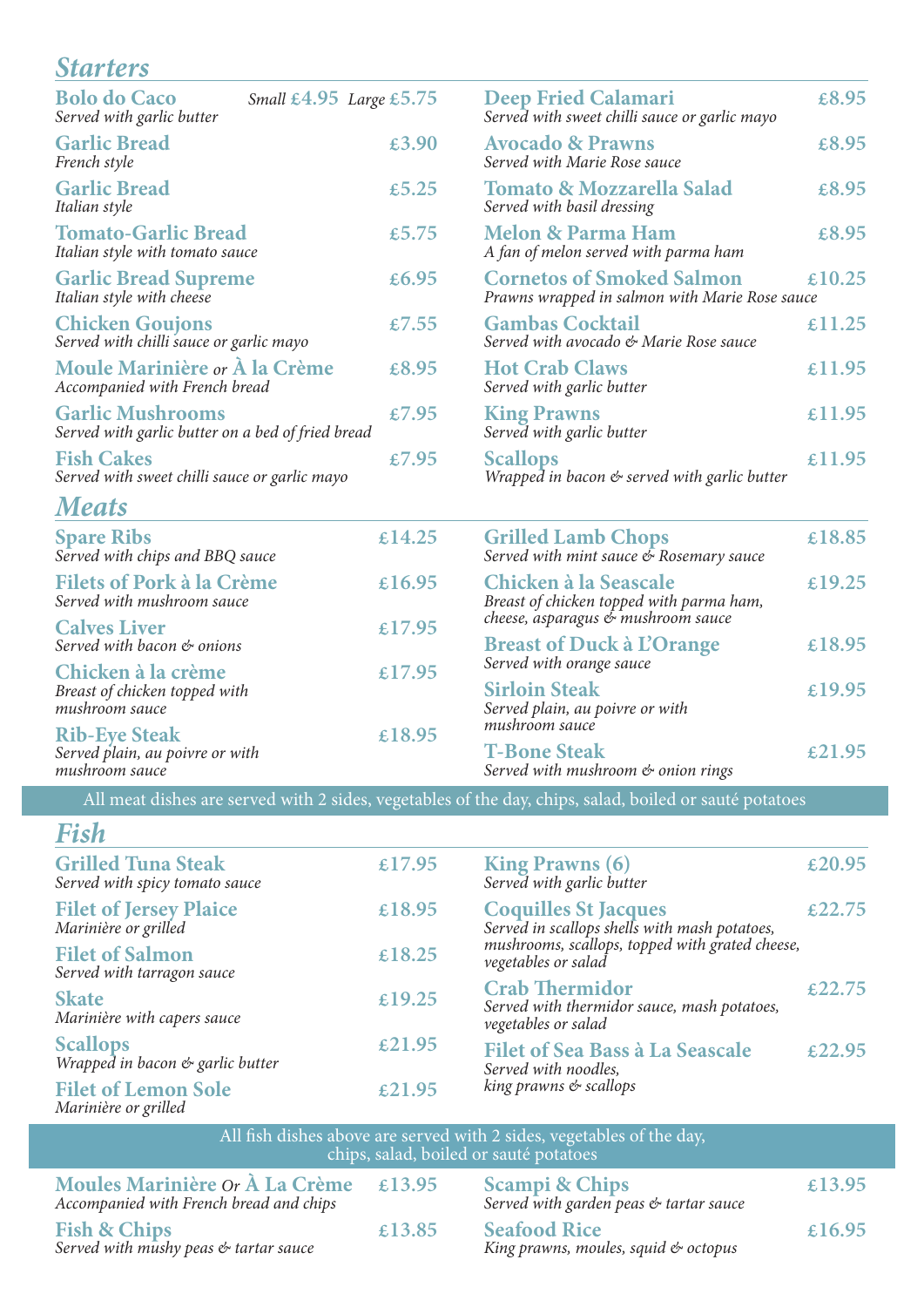## Starters

**Bolo do Caco** — Small £4.95 Large £5.75
*Served with garlic butter*

**Garlic Bread** — £3.90
*French style*

**Garlic Bread** — £5.25
*Italian style*

**Tomato-Garlic Bread** — £5.75
*Italian style with tomato sauce*

**Garlic Bread Supreme** — £6.95
*Italian style with cheese*

**Chicken Goujons** — £7.55
*Served with chilli sauce or garlic mayo*

**Moule Marinière** *or* **À la Crème** — £8.95
*Accompanied with French bread*

**Garlic Mushrooms** — £7.95
*Served with garlic butter on a bed of fried bread*

**Fish Cakes** — £7.95
*Served with sweet chilli sauce or garlic mayo*

**Deep Fried Calamari** — £8.95
*Served with sweet chilli sauce or garlic mayo*

**Avocado & Prawns** — £8.95
*Served with Marie Rose sauce*

**Tomato & Mozzarella Salad** — £8.95
*Served with basil dressing*

**Melon & Parma Ham** — £8.95
*A fan of melon served with parma ham*

**Cornetos of Smoked Salmon** — £10.25
*Prawns wrapped in salmon with Marie Rose sauce*

**Gambas Cocktail** — £11.25
*Served with avocado & Marie Rose sauce*

**Hot Crab Claws** — £11.95
*Served with garlic butter*

**King Prawns** — £11.95
*Served with garlic butter*

**Scallops** — £11.95
*Wrapped in bacon & served with garlic butter*

## Meats

**Spare Ribs** — £14.25
*Served with chips and BBQ sauce*

**Filets of Pork à la Crème** — £16.95
*Served with mushroom sauce*

**Calves Liver** — £17.95
*Served with bacon & onions*

**Chicken à la crème** — £17.95
*Breast of chicken topped with mushroom sauce*

**Rib-Eye Steak** — £18.95
*Served plain, au poivre or with mushroom sauce*

**Grilled Lamb Chops** — £18.85
*Served with mint sauce & Rosemary sauce*

**Chicken à la Seascale** — £19.25
*Breast of chicken topped with parma ham, cheese, asparagus & mushroom sauce*

**Breast of Duck à L'Orange** — £18.95
*Served with orange sauce*

**Sirloin Steak** — £19.95
*Served plain, au poivre or with mushroom sauce*

**T-Bone Steak** — £21.95
*Served with mushroom & onion rings*

All meat dishes are served with 2 sides, vegetables of the day, chips, salad, boiled or sauté potatoes

## Fish

**Grilled Tuna Steak** — £17.95
*Served with spicy tomato sauce*

**Filet of Jersey Plaice** — £18.95
*Marinière or grilled*

**Filet of Salmon** — £18.25
*Served with tarragon sauce*

**Skate** — £19.25
*Marinière with capers sauce*

**Scallops** — £21.95
*Wrapped in bacon & garlic butter*

**Filet of Lemon Sole** — £21.95
*Marinière or grilled*

**King Prawns (6)** — £20.95
*Served with garlic butter*

**Coquilles St Jacques** — £22.75
*Served in scallops shells with mash potatoes, mushrooms, scallops, topped with grated cheese, vegetables or salad*

**Crab Thermidor** — £22.75
*Served with thermidor sauce, mash potatoes, vegetables or salad*

**Filet of Sea Bass à La Seascale** — £22.95
*Served with noodles, king prawns & scallops*

All fish dishes above are served with 2 sides, vegetables of the day, chips, salad, boiled or sauté potatoes

**Moules Marinière** *Or* **À La Crème** — £13.95
*Accompanied with French bread and chips*

**Fish & Chips** — £13.85
*Served with mushy peas & tartar sauce*

**Scampi & Chips** — £13.95
*Served with garden peas & tartar sauce*

**Seafood Rice** — £16.95
*King prawns, moules, squid & octopus*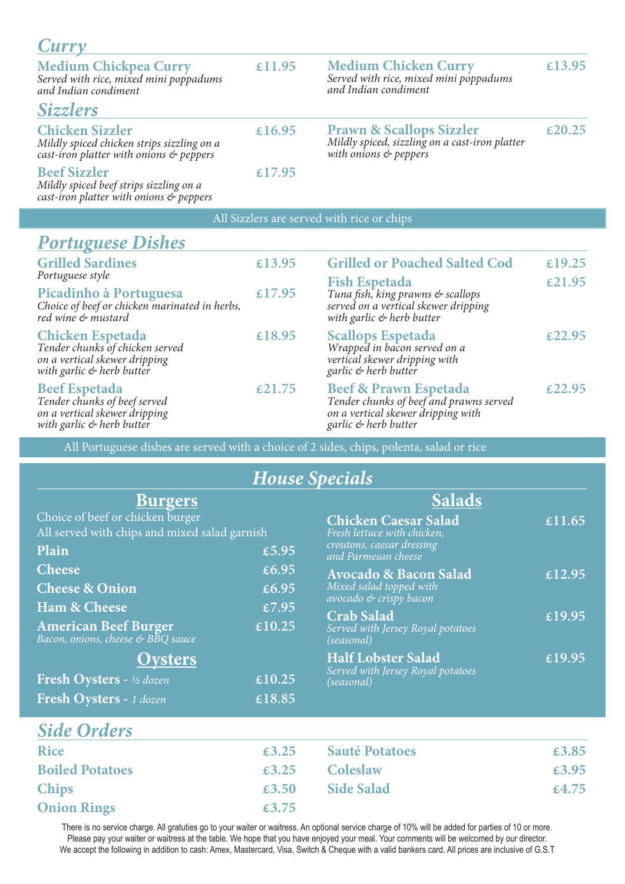## Curry

**Medium Chickpea Curry** — £11.95
*Served with rice, mixed mini poppadums and Indian condiment*

**Medium Chicken Curry** — £13.95
*Served with rice, mixed mini poppadums and Indian condiment*

## Sizzlers

**Chicken Sizzler** — £16.95
*Mildly spiced chicken strips sizzling on a cast-iron platter with onions & peppers*

**Beef Sizzler** — £17.95
*Mildly spiced beef strips sizzling on a cast-iron platter with onions & peppers*

**Prawn & Scallops Sizzler** — £20.25
*Mildly spiced, sizzling on a cast-iron platter with onions & peppers*

All Sizzlers are served with rice or chips

## Portuguese Dishes

**Grilled Sardines** — £13.95
*Portuguese style*

**Picadinho à Portuguesa** — £17.95
*Choice of beef or chicken marinated in herbs, red wine & mustard*

**Chicken Espetada** — £18.95
*Tender chunks of chicken served on a vertical skewer dripping with garlic & herb butter*

**Beef Espetada** — £21.75
*Tender chunks of beef served on a vertical skewer dripping with garlic & herb butter*

**Grilled or Poached Salted Cod** — £19.25

**Fish Espetada** — £21.95
*Tuna fish, king prawns & scallops served on a vertical skewer dripping with garlic & herb butter*

**Scallops Espetada** — £22.95
*Wrapped in bacon served on a vertical skewer dripping with garlic & herb butter*

**Beef & Prawn Espetada** — £22.95
*Tender chunks of beef and prawns served on a vertical skewer dripping with garlic & herb butter*

All Portuguese dishes are served with a choice of 2 sides, chips, polenta, salad or rice

## House Specials

### Burgers

Choice of beef or chicken burger
All served with chips and mixed salad garnish

| Item | Price |
|---|---|
| **Plain** | £5.95 |
| **Cheese** | £6.95 |
| **Cheese & Onion** | £6.95 |
| **Ham & Cheese** | £7.95 |
| **American Beef Burger** *Bacon, onions, cheese & BBQ sauce* | £10.25 |

### Oysters

| Item | Price |
|---|---|
| **Fresh Oysters** - *½ dozen* | £10.25 |
| **Fresh Oysters** - *1 dozen* | £18.85 |

### Salads

**Chicken Caesar Salad** — £11.65
*Fresh lettuce with chicken, croutons, caesar dressing and Parmesan cheese*

**Avocado & Bacon Salad** — £12.95
*Mixed salad topped with avocado & crispy bacon*

**Crab Salad** — £19.95
*Served with Jersey Royal potatoes (seasonal)*

**Half Lobster Salad** — £19.95
*Served with Jersey Royal potatoes (seasonal)*

## Side Orders

| Item | Price |
|---|---|
| **Rice** | £3.25 |
| **Boiled Potatoes** | £3.25 |
| **Chips** | £3.50 |
| **Onion Rings** | £3.75 |
| **Sauté Potatoes** | £3.85 |
| **Coleslaw** | £3.95 |
| **Side Salad** | £4.75 |

There is no service charge. All gratuities go to your waiter or waitress. An optional service charge of 10% will be added for parties of 10 or more. Please pay your waiter or waitress at the table. We hope that you have enjoyed your meal. Your comments will be welcomed by our director. We accept the following in addition to cash: Amex, Mastercard, Visa, Switch & Cheque with a valid bankers card. All prices are inclusive of G.S.T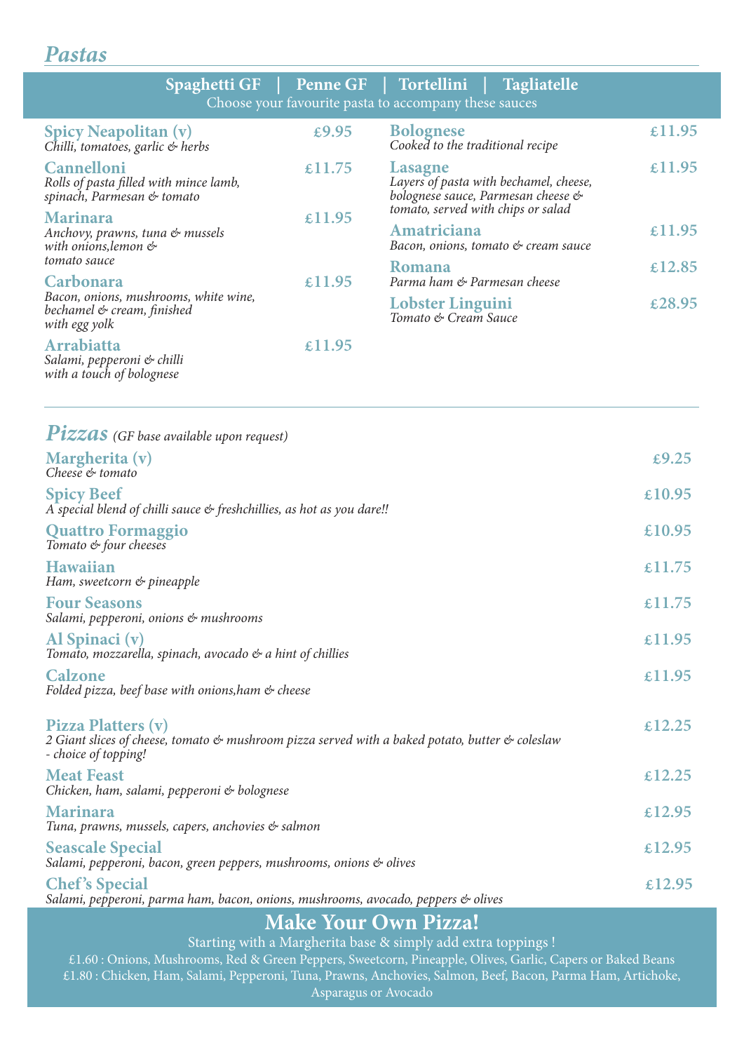## *Pastas*

**Spaghetti GF | Penne GF | Tortellini | Tagliatelle**

Choose your favourite pasta to accompany these sauces

**Spicy Neapolitan (v)** £9.95
*Chilli, tomatoes, garlic & herbs*

**Cannelloni** £11.75
*Rolls of pasta filled with mince lamb, spinach, Parmesan & tomato*

**Marinara** £11.95
*Anchovy, prawns, tuna & mussels with onions,lemon & tomato sauce*

**Carbonara** £11.95
*Bacon, onions, mushrooms, white wine, bechamel & cream, finished with egg yolk*

**Arrabiatta** £11.95
*Salami, pepperoni & chilli with a touch of bolognese*

**Bolognese** £11.95
*Cooked to the traditional recipe*

**Lasagne** £11.95
*Layers of pasta with bechamel, cheese, bolognese sauce, Parmesan cheese & tomato, served with chips or salad*

**Amatriciana** £11.95
*Bacon, onions, tomato & cream sauce*

**Romana** £12.85
*Parma ham & Parmesan cheese*

**Lobster Linguini** £28.95
*Tomato & Cream Sauce*

## *Pizzas* *(GF base available upon request)*

**Margherita (v)** £9.25
*Cheese & tomato*

**Spicy Beef** £10.95
*A special blend of chilli sauce & freshchillies, as hot as you dare!!*

**Quattro Formaggio** £10.95
*Tomato & four cheeses*

**Hawaiian** £11.75
*Ham, sweetcorn & pineapple*

**Four Seasons** £11.75
*Salami, pepperoni, onions & mushrooms*

**Al Spinaci (v)** £11.95
*Tomato, mozzarella, spinach, avocado & a hint of chillies*

**Calzone** £11.95
*Folded pizza, beef base with onions,ham & cheese*

**Pizza Platters (v)** £12.25
*2 Giant slices of cheese, tomato & mushroom pizza served with a baked potato, butter & coleslaw - choice of topping!*

**Meat Feast** £12.25
*Chicken, ham, salami, pepperoni & bolognese*

**Marinara** £12.95
*Tuna, prawns, mussels, capers, anchovies & salmon*

**Seascale Special** £12.95
*Salami, pepperoni, bacon, green peppers, mushrooms, onions & olives*

**Chef's Special** £12.95
*Salami, pepperoni, parma ham, bacon, onions, mushrooms, avocado, peppers & olives*

## Make Your Own Pizza!

Starting with a Margherita base & simply add extra toppings !

£1.60 : Onions, Mushrooms, Red & Green Peppers, Sweetcorn, Pineapple, Olives, Garlic, Capers or Baked Beans

£1.80 : Chicken, Ham, Salami, Pepperoni, Tuna, Prawns, Anchovies, Salmon, Beef, Bacon, Parma Ham, Artichoke, Asparagus or Avocado